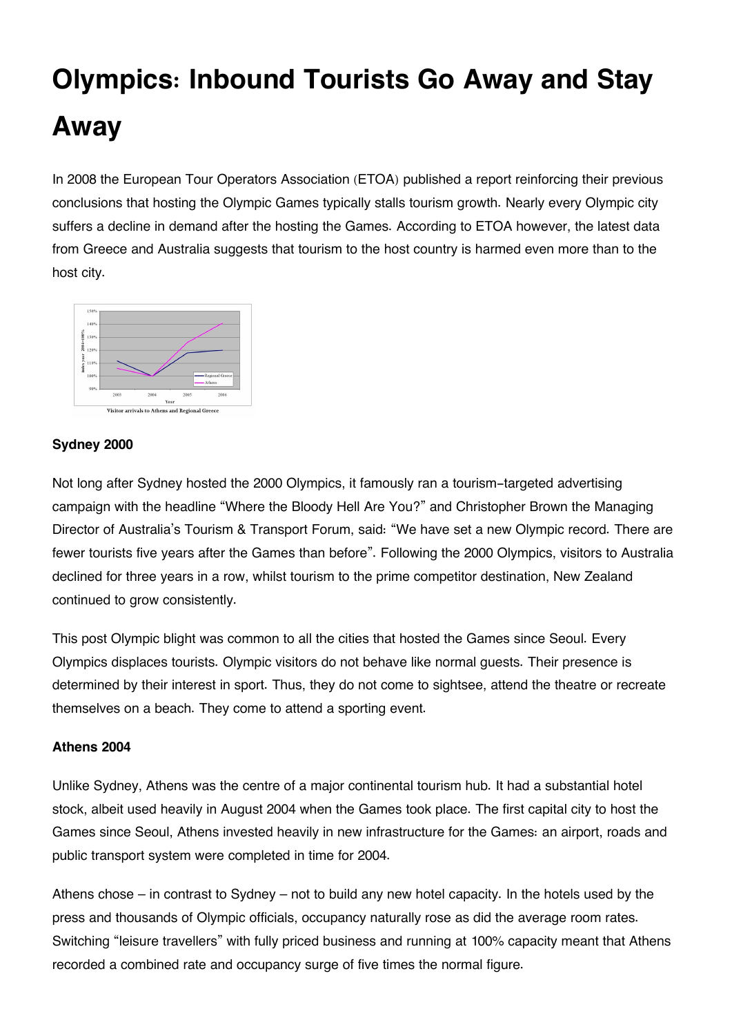# Olympics: Inbound Tourists Go Away and Stay Away

In 2008 the European Tour Operators Association (ETOA) published a report reinforcing their previous conclusions that hosting the Olympic Games typically stalls tourism growth. Nearly every Olympic city suffers a decline in demand after the hosting the Games. According to ETOA however, the latest data from Greece and Australia suggests that tourism to the host country is harmed even more than to the host city.

Visitor arrivals to Athens and Regional Greece

**Sydney 2000**

Not long after Sydney hosted the 2000 Olympics, it famously ran a tourism-targeted advertising campaign with the headline "Where the Bloody Hell Are You?" and Christopher Brown the Managing Director of Australia's Tourism & Transport Forum, said: "We have set a new Olympic record. There are fewer tourists five years after the Games than before". Following the 2000 Olympics, visitors to Australia declined for three years in a row, whilst tourism to the prime competitor destination, New Zealand continued to grow consistently.

This post Olympic blight was common to all the cities that hosted the Games since Seoul. Every Olympics displaces tourists. Olympic visitors do not behave like normal guests. Their presence is determined by their interest in sport. Thus, they do not come to sightsee, attend the theatre or recreate themselves on a beach. They come to attend a sporting event.

**Athens 2004**

Unlike Sydney, Athens was the centre of a major continental tourism hub. It had a substantial hotel stock, albeit used heavily in August 2004 when the Games took place. The first capital city to host the Games since Seoul, Athens invested heavily in new infrastructure for the Games: an airport, roads and public transport system were completed in time for 2004.

Athens chose – in contrast to Sydney – not to build any new hotel capacity. In the hotels used by the press and thousands of Olympic officials, occupancy naturally rose as did the average room rates. Switching "leisure travellers" with fully priced business and running at 100% capacity meant that Athens recorded a combined rate and occupancy surge of five times the normal figure.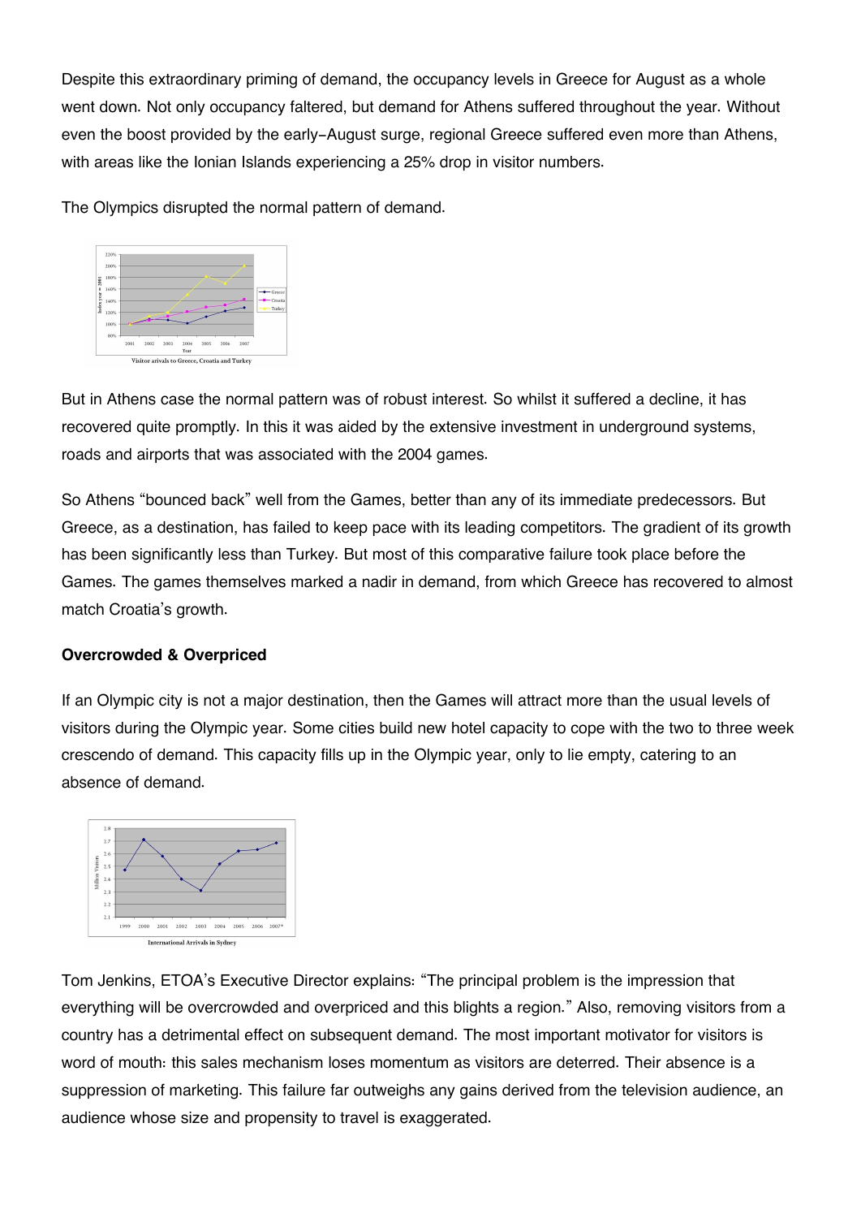Despite this extraordinary priming of demand, the occupancy levels in Greece for August as a whole went down. Not only occupancy faltered, but demand for Athens suffered throughout the year. Without even the boost provided by the early-August surge, regional Greece suffered even more than Athens, with areas like the Ionian Islands experiencing a 25% drop in visitor numbers.

The Olympics disrupted the normal pattern of demand.

Visitor arivals to Greece, Croatia and Turkey

But in Athens case the normal pattern was of robust interest. So whilst it suffered a decline, it has recovered quite promptly. In this it was aided by the extensive investment in underground systems, roads and airports that was associated with the 2004 games.

So Athens "bounced back" well from the Games, better than any of its immediate predecessors. But Greece, as a destination, has failed to keep pace with its leading competitors. The gradient of its growth has been significantly less than Turkey. But most of this comparative failure took place before the Games. The games themselves marked a nadir in demand, from which Greece has recovered to almost match Croatia's growth.

**Overcrowded & Overpriced**

If an Olympic city is not a major destination, then the Games will attract more than the usual levels of visitors during the Olympic year. Some cities build new hotel capacity to cope with the two to three week crescendo of demand. This capacity fills up in the Olympic year, only to lie empty, catering to an absence of demand.

International Arrivals in Sydney

Tom Jenkins, ETOA's Executive Director explains: "The principal problem is the impression that everything will be overcrowded and overpriced and this blights a region." Also, removing visitors from a country has a detrimental effect on subsequent demand. The most important motivator for visitors is word of mouth: this sales mechanism loses momentum as visitors are deterred. Their absence is a suppression of marketing. This failure far outweighs any gains derived from the television audience, an audience whose size and propensity to travel is exaggerated.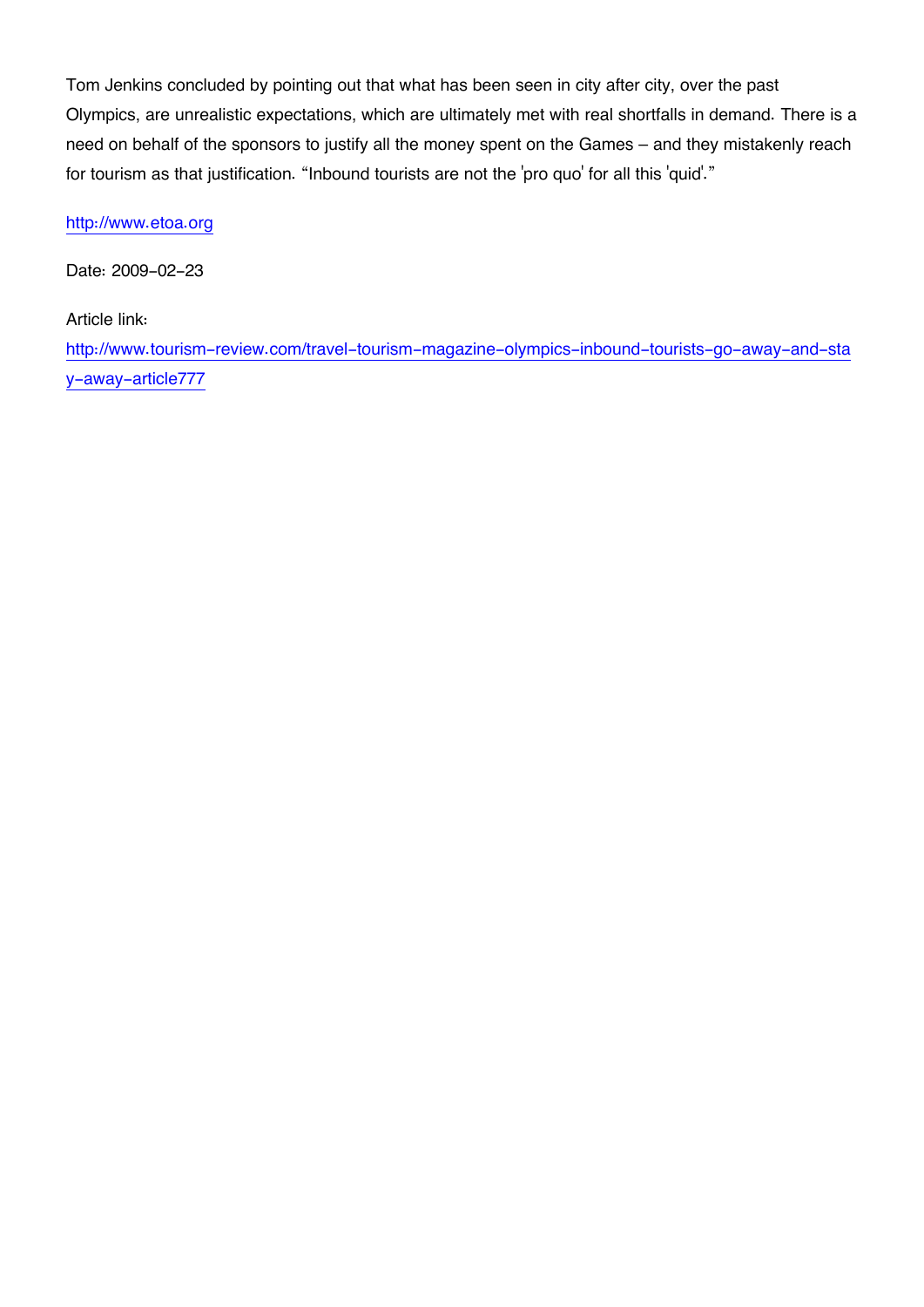Tom Jenkins concluded by pointing out that what has been seen in city after city, over the past Olympics, are unrealistic expectations, which are ultimately met with real shortfalls in demand. There is a need on behalf of the sponsors to justify all the money spent on the Games – and they mistakenly reach for tourism as that justification. "Inbound tourists are not the 'pro quo' for all this 'quid'."

http://www.etoa.org

Date: 2009-02-23

Article link:
http://www.tourism-review.com/travel-tourism-magazine-olympics-inbound-tourists-go-away-and-stay-away-article777